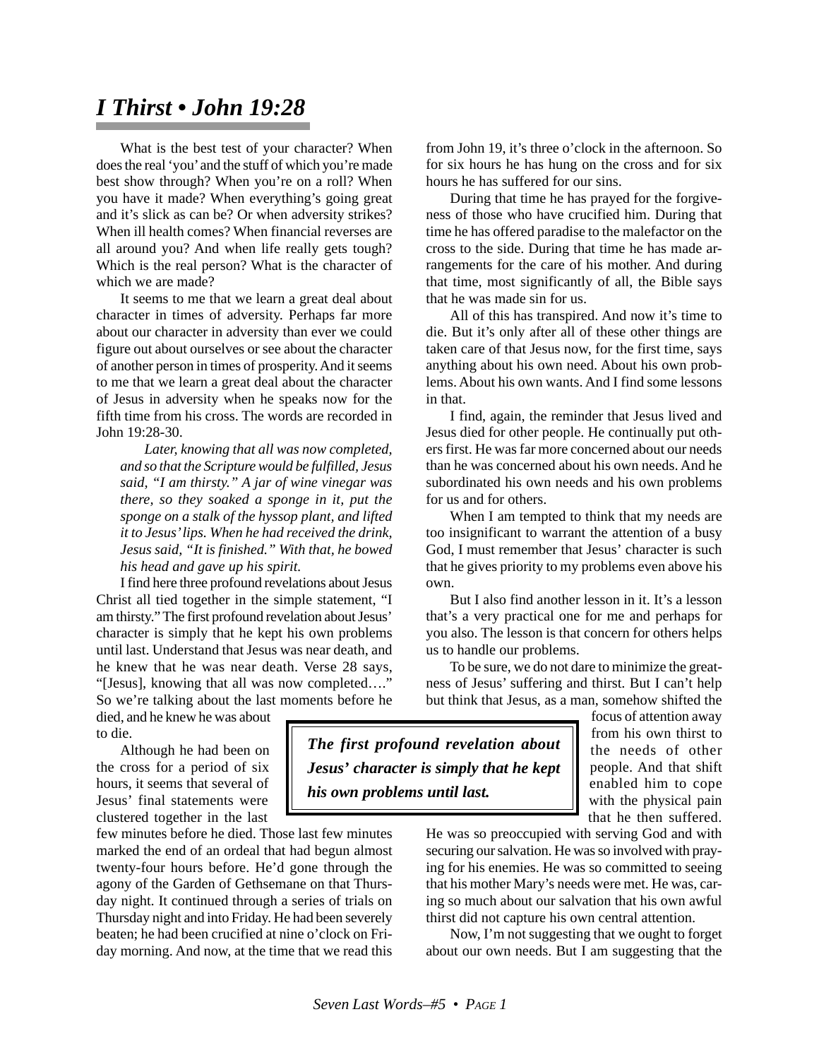# *I Thirst • John 19:28*

What is the best test of your character? When does the real 'you' and the stuff of which you're made best show through? When you're on a roll? When you have it made? When everything's going great and it's slick as can be? Or when adversity strikes? When ill health comes? When financial reverses are all around you? And when life really gets tough? Which is the real person? What is the character of which we are made?

It seems to me that we learn a great deal about character in times of adversity. Perhaps far more about our character in adversity than ever we could figure out about ourselves or see about the character of another person in times of prosperity. And it seems to me that we learn a great deal about the character of Jesus in adversity when he speaks now for the fifth time from his cross. The words are recorded in John 19:28-30.

> *Later, knowing that all was now completed, and so that the Scripture would be fulfilled, Jesus said, "I am thirsty." A jar of wine vinegar was there, so they soaked a sponge in it, put the sponge on a stalk of the hyssop plant, and lifted it to Jesus' lips. When he had received the drink, Jesus said, "It is finished." With that, he bowed his head and gave up his spirit.*

I find here three profound revelations about Jesus Christ all tied together in the simple statement, "I am thirsty." The first profound revelation about Jesus' character is simply that he kept his own problems until last. Understand that Jesus was near death, and he knew that he was near death. Verse 28 says, "[Jesus], knowing that all was now completed…." So we're talking about the last moments before he died, and he knew he was about to die.

> ***The first profound revelation about Jesus' character is simply that he kept his own problems until last.***

Although he had been on the cross for a period of six hours, it seems that several of Jesus' final statements were clustered together in the last few minutes before he died. Those last few minutes marked the end of an ordeal that had begun almost twenty-four hours before. He'd gone through the agony of the Garden of Gethsemane on that Thursday night. It continued through a series of trials on Thursday night and into Friday. He had been severely beaten; he had been crucified at nine o'clock on Friday morning. And now, at the time that we read this from John 19, it's three o'clock in the afternoon. So for six hours he has hung on the cross and for six hours he has suffered for our sins.

During that time he has prayed for the forgiveness of those who have crucified him. During that time he has offered paradise to the malefactor on the cross to the side. During that time he has made arrangements for the care of his mother. And during that time, most significantly of all, the Bible says that he was made sin for us.

All of this has transpired. And now it's time to die. But it's only after all of these other things are taken care of that Jesus now, for the first time, says anything about his own need. About his own problems. About his own wants. And I find some lessons in that.

I find, again, the reminder that Jesus lived and Jesus died for other people. He continually put others first. He was far more concerned about our needs than he was concerned about his own needs. And he subordinated his own needs and his own problems for us and for others.

When I am tempted to think that my needs are too insignificant to warrant the attention of a busy God, I must remember that Jesus' character is such that he gives priority to my problems even above his own.

But I also find another lesson in it. It's a lesson that's a very practical one for me and perhaps for you also. The lesson is that concern for others helps us to handle our problems.

To be sure, we do not dare to minimize the greatness of Jesus' suffering and thirst. But I can't help but think that Jesus, as a man, somehow shifted the focus of attention away from his own thirst to the needs of other people. And that shift enabled him to cope with the physical pain that he then suffered. He was so preoccupied with serving God and with securing our salvation. He was so involved with praying for his enemies. He was so committed to seeing that his mother Mary's needs were met. He was, caring so much about our salvation that his own awful thirst did not capture his own central attention.

Now, I'm not suggesting that we ought to forget about our own needs. But I am suggesting that the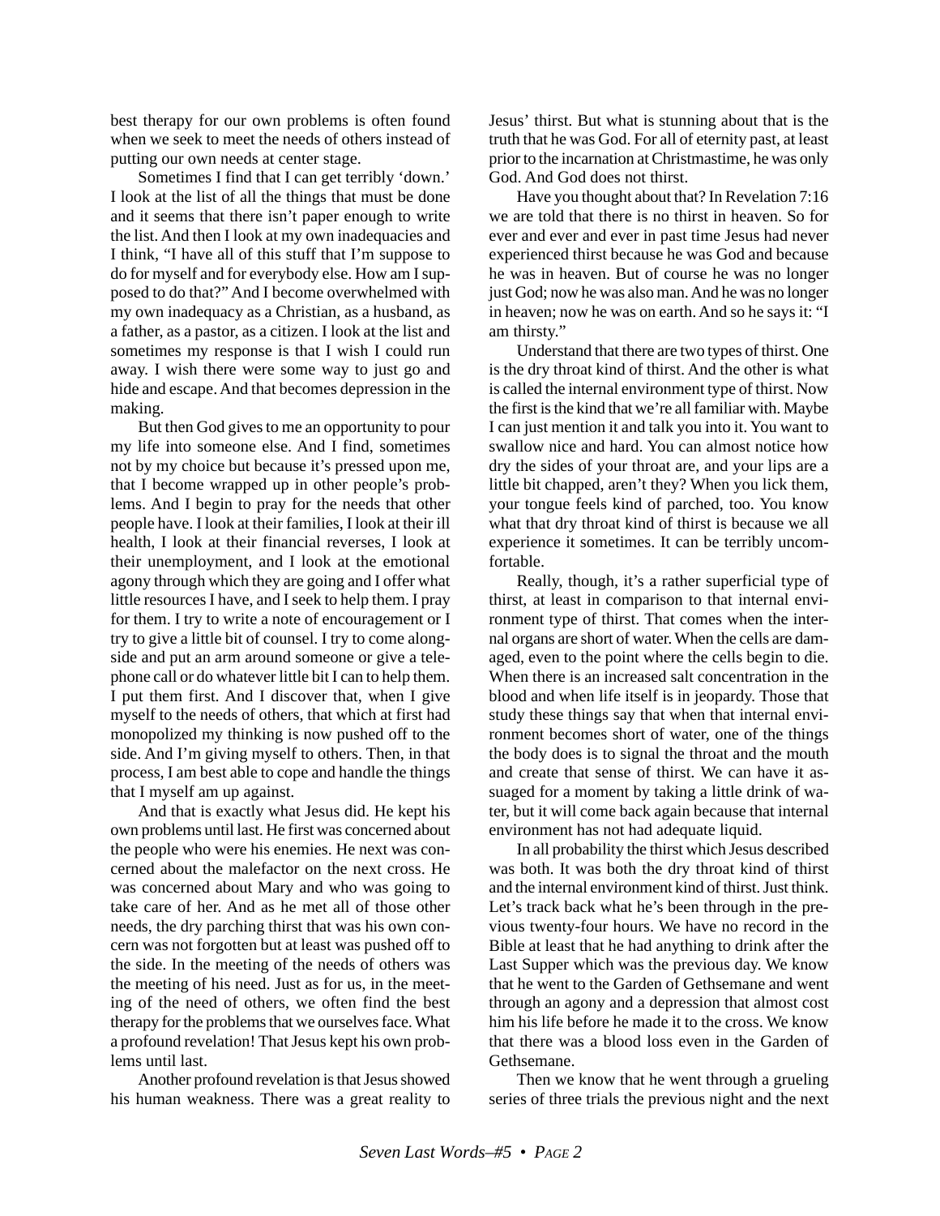best therapy for our own problems is often found when we seek to meet the needs of others instead of putting our own needs at center stage.

Sometimes I find that I can get terribly 'down.' I look at the list of all the things that must be done and it seems that there isn't paper enough to write the list. And then I look at my own inadequacies and I think, "I have all of this stuff that I'm suppose to do for myself and for everybody else. How am I supposed to do that?" And I become overwhelmed with my own inadequacy as a Christian, as a husband, as a father, as a pastor, as a citizen. I look at the list and sometimes my response is that I wish I could run away. I wish there were some way to just go and hide and escape. And that becomes depression in the making.

But then God gives to me an opportunity to pour my life into someone else. And I find, sometimes not by my choice but because it's pressed upon me, that I become wrapped up in other people's problems. And I begin to pray for the needs that other people have. I look at their families, I look at their ill health, I look at their financial reverses, I look at their unemployment, and I look at the emotional agony through which they are going and I offer what little resources I have, and I seek to help them. I pray for them. I try to write a note of encouragement or I try to give a little bit of counsel. I try to come alongside and put an arm around someone or give a telephone call or do whatever little bit I can to help them. I put them first. And I discover that, when I give myself to the needs of others, that which at first had monopolized my thinking is now pushed off to the side. And I'm giving myself to others. Then, in that process, I am best able to cope and handle the things that I myself am up against.

And that is exactly what Jesus did. He kept his own problems until last. He first was concerned about the people who were his enemies. He next was concerned about the malefactor on the next cross. He was concerned about Mary and who was going to take care of her. And as he met all of those other needs, the dry parching thirst that was his own concern was not forgotten but at least was pushed off to the side. In the meeting of the needs of others was the meeting of his need. Just as for us, in the meeting of the need of others, we often find the best therapy for the problems that we ourselves face. What a profound revelation! That Jesus kept his own problems until last.

Another profound revelation is that Jesus showed his human weakness. There was a great reality to Jesus' thirst. But what is stunning about that is the truth that he was God. For all of eternity past, at least prior to the incarnation at Christmastime, he was only God. And God does not thirst.

Have you thought about that? In Revelation 7:16 we are told that there is no thirst in heaven. So for ever and ever and ever in past time Jesus had never experienced thirst because he was God and because he was in heaven. But of course he was no longer just God; now he was also man. And he was no longer in heaven; now he was on earth. And so he says it: "I am thirsty."

Understand that there are two types of thirst. One is the dry throat kind of thirst. And the other is what is called the internal environment type of thirst. Now the first is the kind that we're all familiar with. Maybe I can just mention it and talk you into it. You want to swallow nice and hard. You can almost notice how dry the sides of your throat are, and your lips are a little bit chapped, aren't they? When you lick them, your tongue feels kind of parched, too. You know what that dry throat kind of thirst is because we all experience it sometimes. It can be terribly uncomfortable.

Really, though, it's a rather superficial type of thirst, at least in comparison to that internal environment type of thirst. That comes when the internal organs are short of water. When the cells are damaged, even to the point where the cells begin to die. When there is an increased salt concentration in the blood and when life itself is in jeopardy. Those that study these things say that when that internal environment becomes short of water, one of the things the body does is to signal the throat and the mouth and create that sense of thirst. We can have it assuaged for a moment by taking a little drink of water, but it will come back again because that internal environment has not had adequate liquid.

In all probability the thirst which Jesus described was both. It was both the dry throat kind of thirst and the internal environment kind of thirst. Just think. Let's track back what he's been through in the previous twenty-four hours. We have no record in the Bible at least that he had anything to drink after the Last Supper which was the previous day. We know that he went to the Garden of Gethsemane and went through an agony and a depression that almost cost him his life before he made it to the cross. We know that there was a blood loss even in the Garden of Gethsemane.

Then we know that he went through a grueling series of three trials the previous night and the next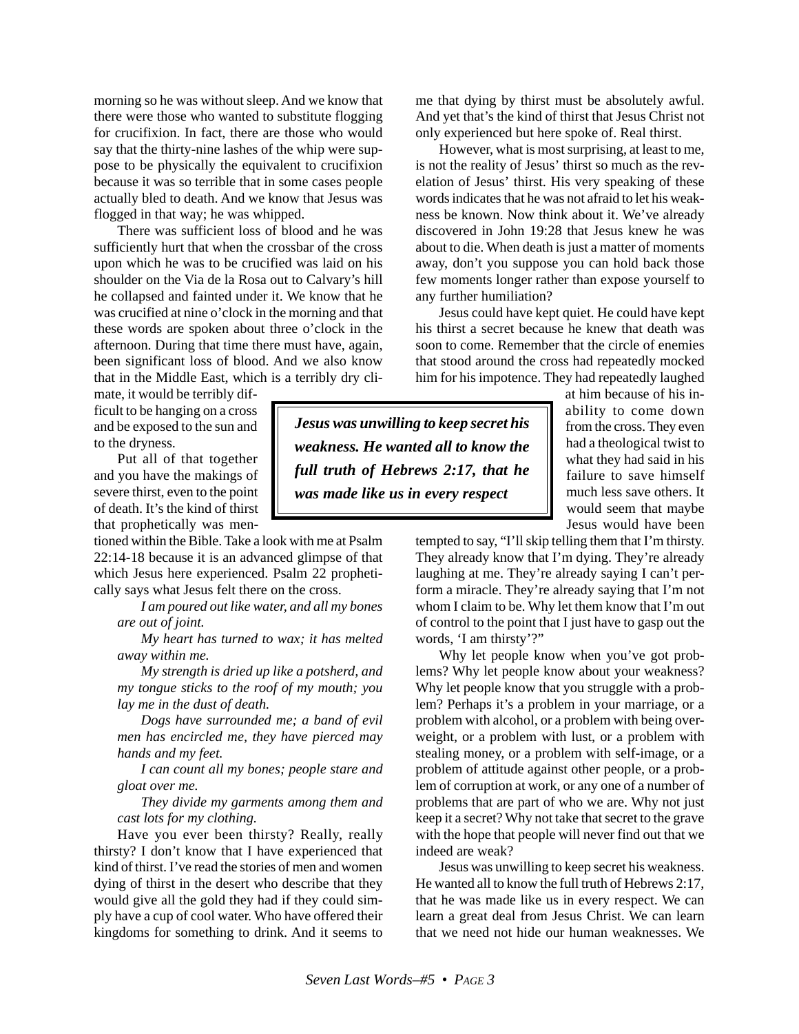morning so he was without sleep. And we know that there were those who wanted to substitute flogging for crucifixion. In fact, there are those who would say that the thirty-nine lashes of the whip were suppose to be physically the equivalent to crucifixion because it was so terrible that in some cases people actually bled to death. And we know that Jesus was flogged in that way; he was whipped.

There was sufficient loss of blood and he was sufficiently hurt that when the crossbar of the cross upon which he was to be crucified was laid on his shoulder on the Via de la Rosa out to Calvary's hill he collapsed and fainted under it. We know that he was crucified at nine o'clock in the morning and that these words are spoken about three o'clock in the afternoon. During that time there must have, again, been significant loss of blood. And we also know that in the Middle East, which is a terribly dry climate, it would be terribly difficult to be hanging on a cross and be exposed to the sun and to the dryness.

Put all of that together and you have the makings of severe thirst, even to the point of death. It's the kind of thirst that prophetically was mentioned within the Bible. Take a look with me at Psalm 22:14-18 because it is an advanced glimpse of that which Jesus here experienced. Psalm 22 prophetically says what Jesus felt there on the cross.

> *I am poured out like water, and all my bones are out of joint.*
>
> *My heart has turned to wax; it has melted away within me.*
>
> *My strength is dried up like a potsherd, and my tongue sticks to the roof of my mouth; you lay me in the dust of death.*
>
> *Dogs have surrounded me; a band of evil men has encircled me, they have pierced may hands and my feet.*
>
> *I can count all my bones; people stare and gloat over me.*
>
> *They divide my garments among them and cast lots for my clothing.*

Have you ever been thirsty? Really, really thirsty? I don't know that I have experienced that kind of thirst. I've read the stories of men and women dying of thirst in the desert who describe that they would give all the gold they had if they could simply have a cup of cool water. Who have offered their kingdoms for something to drink. And it seems to me that dying by thirst must be absolutely awful. And yet that's the kind of thirst that Jesus Christ not only experienced but here spoke of. Real thirst.

However, what is most surprising, at least to me, is not the reality of Jesus' thirst so much as the revelation of Jesus' thirst. His very speaking of these words indicates that he was not afraid to let his weakness be known. Now think about it. We've already discovered in John 19:28 that Jesus knew he was about to die. When death is just a matter of moments away, don't you suppose you can hold back those few moments longer rather than expose yourself to any further humiliation?

Jesus could have kept quiet. He could have kept his thirst a secret because he knew that death was soon to come. Remember that the circle of enemies that stood around the cross had repeatedly mocked him for his impotence. They had repeatedly laughed at him because of his inability to come down from the cross. They even had a theological twist to what they had said in his failure to save himself much less save others. It would seem that maybe Jesus would have been tempted to say, "I'll skip telling them that I'm thirsty. They already know that I'm dying. They're already laughing at me. They're already saying I can't perform a miracle. They're already saying that I'm not whom I claim to be. Why let them know that I'm out of control to the point that I just have to gasp out the words, 'I am thirsty'?"

> ***Jesus was unwilling to keep secret his weakness. He wanted all to know the full truth of Hebrews 2:17, that he was made like us in every respect***

Why let people know when you've got problems? Why let people know about your weakness? Why let people know that you struggle with a problem? Perhaps it's a problem in your marriage, or a problem with alcohol, or a problem with being overweight, or a problem with lust, or a problem with stealing money, or a problem with self-image, or a problem of attitude against other people, or a problem of corruption at work, or any one of a number of problems that are part of who we are. Why not just keep it a secret? Why not take that secret to the grave with the hope that people will never find out that we indeed are weak?

Jesus was unwilling to keep secret his weakness. He wanted all to know the full truth of Hebrews 2:17, that he was made like us in every respect. We can learn a great deal from Jesus Christ. We can learn that we need not hide our human weaknesses. We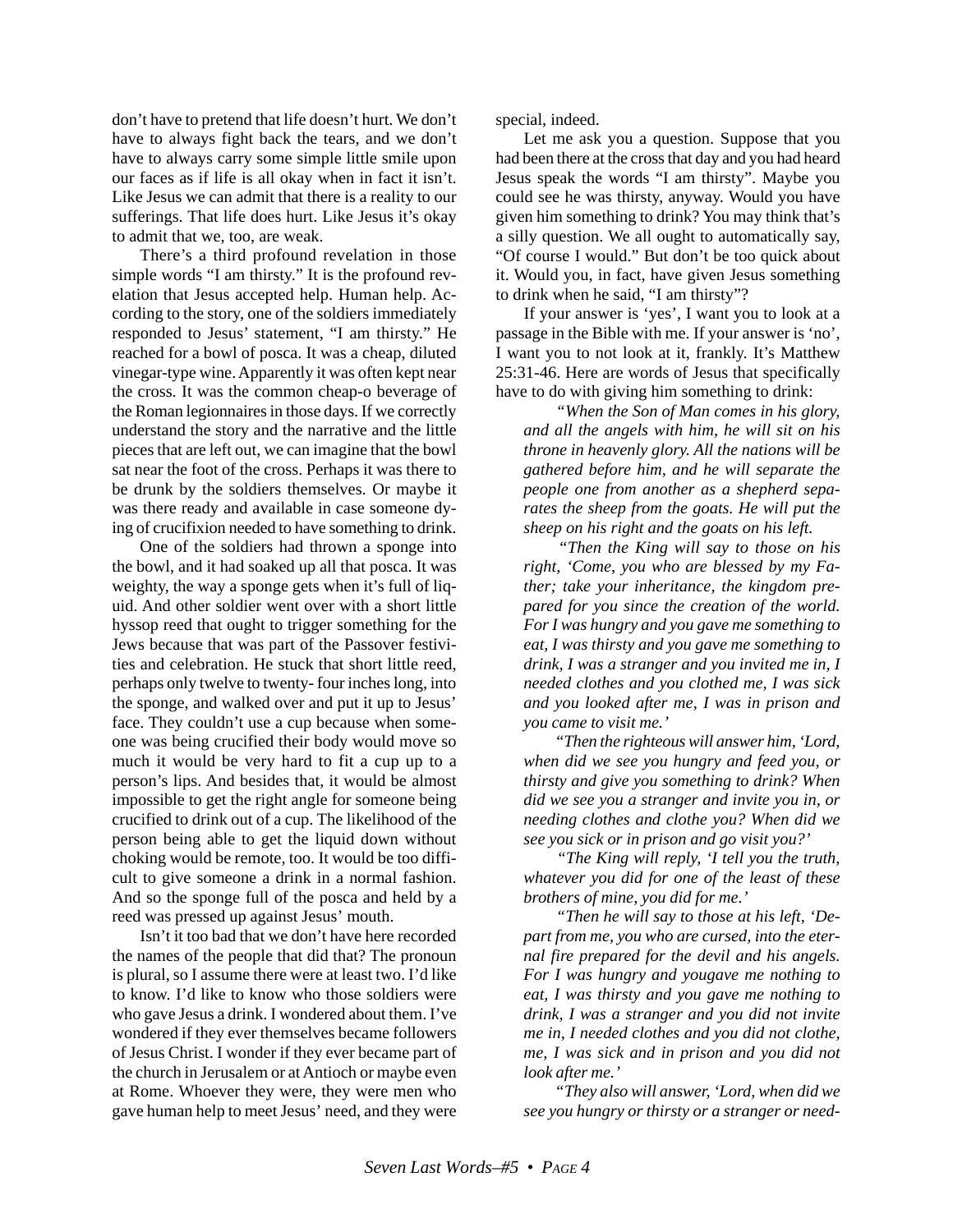don't have to pretend that life doesn't hurt. We don't have to always fight back the tears, and we don't have to always carry some simple little smile upon our faces as if life is all okay when in fact it isn't. Like Jesus we can admit that there is a reality to our sufferings. That life does hurt. Like Jesus it's okay to admit that we, too, are weak.

There's a third profound revelation in those simple words "I am thirsty." It is the profound revelation that Jesus accepted help. Human help. According to the story, one of the soldiers immediately responded to Jesus' statement, "I am thirsty." He reached for a bowl of posca. It was a cheap, diluted vinegar-type wine. Apparently it was often kept near the cross. It was the common cheap-o beverage of the Roman legionnaires in those days. If we correctly understand the story and the narrative and the little pieces that are left out, we can imagine that the bowl sat near the foot of the cross. Perhaps it was there to be drunk by the soldiers themselves. Or maybe it was there ready and available in case someone dying of crucifixion needed to have something to drink.

One of the soldiers had thrown a sponge into the bowl, and it had soaked up all that posca. It was weighty, the way a sponge gets when it's full of liquid. And other soldier went over with a short little hyssop reed that ought to trigger something for the Jews because that was part of the Passover festivities and celebration. He stuck that short little reed, perhaps only twelve to twenty- four inches long, into the sponge, and walked over and put it up to Jesus' face. They couldn't use a cup because when someone was being crucified their body would move so much it would be very hard to fit a cup up to a person's lips. And besides that, it would be almost impossible to get the right angle for someone being crucified to drink out of a cup. The likelihood of the person being able to get the liquid down without choking would be remote, too. It would be too difficult to give someone a drink in a normal fashion. And so the sponge full of the posca and held by a reed was pressed up against Jesus' mouth.

Isn't it too bad that we don't have here recorded the names of the people that did that? The pronoun is plural, so I assume there were at least two. I'd like to know. I'd like to know who those soldiers were who gave Jesus a drink. I wondered about them. I've wondered if they ever themselves became followers of Jesus Christ. I wonder if they ever became part of the church in Jerusalem or at Antioch or maybe even at Rome. Whoever they were, they were men who gave human help to meet Jesus' need, and they were special, indeed.

Let me ask you a question. Suppose that you had been there at the cross that day and you had heard Jesus speak the words "I am thirsty". Maybe you could see he was thirsty, anyway. Would you have given him something to drink? You may think that's a silly question. We all ought to automatically say, "Of course I would." But don't be too quick about it. Would you, in fact, have given Jesus something to drink when he said, "I am thirsty"?

If your answer is 'yes', I want you to look at a passage in the Bible with me. If your answer is 'no', I want you to not look at it, frankly. It's Matthew 25:31-46. Here are words of Jesus that specifically have to do with giving him something to drink:

> *"When the Son of Man comes in his glory, and all the angels with him, he will sit on his throne in heavenly glory. All the nations will be gathered before him, and he will separate the people one from another as a shepherd separates the sheep from the goats. He will put the sheep on his right and the goats on his left.*
>
> *"Then the King will say to those on his right, 'Come, you who are blessed by my Father; take your inheritance, the kingdom prepared for you since the creation of the world. For I was hungry and you gave me something to eat, I was thirsty and you gave me something to drink, I was a stranger and you invited me in, I needed clothes and you clothed me, I was sick and you looked after me, I was in prison and you came to visit me.'*
>
> *"Then the righteous will answer him, 'Lord, when did we see you hungry and feed you, or thirsty and give you something to drink? When did we see you a stranger and invite you in, or needing clothes and clothe you? When did we see you sick or in prison and go visit you?'*
>
> *"The King will reply, 'I tell you the truth, whatever you did for one of the least of these brothers of mine, you did for me.'*
>
> *"Then he will say to those at his left, 'Depart from me, you who are cursed, into the eternal fire prepared for the devil and his angels. For I was hungry and yougave me nothing to eat, I was thirsty and you gave me nothing to drink, I was a stranger and you did not invite me in, I needed clothes and you did not clothe, me, I was sick and in prison and you did not look after me.'*
>
> *"They also will answer, 'Lord, when did we see you hungry or thirsty or a stranger or need-*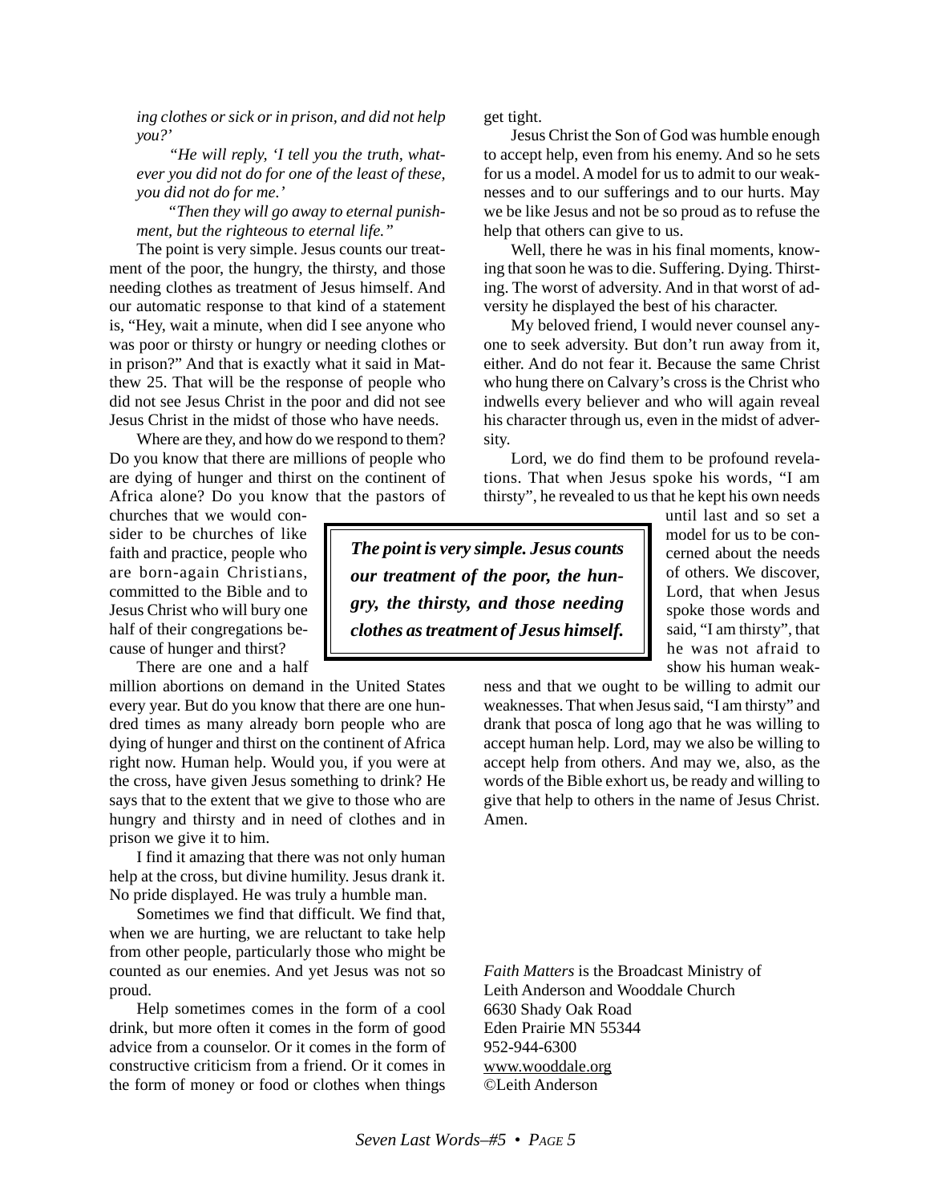*ing clothes or sick or in prison, and did not help you?'*

*"He will reply, 'I tell you the truth, whatever you did not do for one of the least of these, you did not do for me.'*

*"Then they will go away to eternal punishment, but the righteous to eternal life."*

The point is very simple. Jesus counts our treatment of the poor, the hungry, the thirsty, and those needing clothes as treatment of Jesus himself. And our automatic response to that kind of a statement is, "Hey, wait a minute, when did I see anyone who was poor or thirsty or hungry or needing clothes or in prison?" And that is exactly what it said in Matthew 25. That will be the response of people who did not see Jesus Christ in the poor and did not see Jesus Christ in the midst of those who have needs.

Where are they, and how do we respond to them? Do you know that there are millions of people who are dying of hunger and thirst on the continent of Africa alone? Do you know that the pastors of churches that we would consider to be churches of like faith and practice, people who are born-again Christians, committed to the Bible and to Jesus Christ who will bury one half of their congregations because of hunger and thirst?

There are one and a half million abortions on demand in the United States every year. But do you know that there are one hundred times as many already born people who are dying of hunger and thirst on the continent of Africa right now. Human help. Would you, if you were at the cross, have given Jesus something to drink? He says that to the extent that we give to those who are hungry and thirsty and in need of clothes and in prison we give it to him.

I find it amazing that there was not only human help at the cross, but divine humility. Jesus drank it. No pride displayed. He was truly a humble man.

Sometimes we find that difficult. We find that, when we are hurting, we are reluctant to take help from other people, particularly those who might be counted as our enemies. And yet Jesus was not so proud.

Help sometimes comes in the form of a cool drink, but more often it comes in the form of good advice from a counselor. Or it comes in the form of constructive criticism from a friend. Or it comes in the form of money or food or clothes when things get tight.

Jesus Christ the Son of God was humble enough to accept help, even from his enemy. And so he sets for us a model. A model for us to admit to our weaknesses and to our sufferings and to our hurts. May we be like Jesus and not be so proud as to refuse the help that others can give to us.

Well, there he was in his final moments, knowing that soon he was to die. Suffering. Dying. Thirsting. The worst of adversity. And in that worst of adversity he displayed the best of his character.

My beloved friend, I would never counsel anyone to seek adversity. But don't run away from it, either. And do not fear it. Because the same Christ who hung there on Calvary's cross is the Christ who indwells every believer and who will again reveal his character through us, even in the midst of adversity.

Lord, we do find them to be profound revelations. That when Jesus spoke his words, "I am thirsty", he revealed to us that he kept his own needs until last and so set a model for us to be concerned about the needs of others. We discover, Lord, that when Jesus spoke those words and said, "I am thirsty", that he was not afraid to show his human weakness and that we ought to be willing to admit our weaknesses. That when Jesus said, "I am thirsty" and drank that posca of long ago that he was willing to accept human help. Lord, may we also be willing to accept help from others. And may we, also, as the words of the Bible exhort us, be ready and willing to give that help to others in the name of Jesus Christ. Amen.

> ***The point is very simple. Jesus counts our treatment of the poor, the hungry, the thirsty, and those needing clothes as treatment of Jesus himself.***

*Faith Matters* is the Broadcast Ministry of
Leith Anderson and Wooddale Church
6630 Shady Oak Road
Eden Prairie MN 55344
952-944-6300
www.wooddale.org
©Leith Anderson